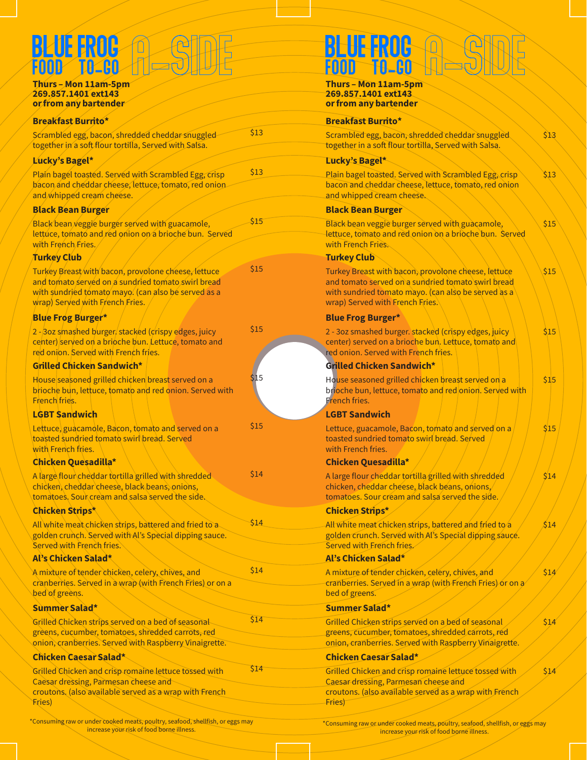# BLUE FROG FOOD TO-GO A-SIDE

**Thurs – Mon 11am-5pm**
**269.857.1401 ext143**
**or from any bartender**

### Breakfast Burrito*

Scrambled egg, bacon, shredded cheddar snuggled together in a soft flour tortilla, Served with Salsa. $13

### Lucky's Bagel*

Plain bagel toasted. Served with Scrambled Egg, crisp bacon and cheddar cheese, lettuce, tomato, red onion and whipped cream cheese. $13

### Black Bean Burger

Black bean veggie burger served with guacamole, lettuce, tomato and red onion on a brioche bun. Served with French Fries. $15

### Turkey Club

Turkey Breast with bacon, provolone cheese, lettuce and tomato served on a sundried tomato swirl bread with sundried tomato mayo. (can also be served as a wrap) Served with French Fries. $15

### Blue Frog Burger*

2 - 3oz smashed burger. stacked (crispy edges, juicy center) served on a brioche bun. Lettuce, tomato and red onion. Served with French fries. $15

### Grilled Chicken Sandwich*

House seasoned grilled chicken breast served on a brioche bun, lettuce, tomato and red onion. Served with French fries. $15

### LGBT Sandwich

Lettuce, guacamole, Bacon, tomato and served on a toasted sundried tomato swirl bread. Served with French fries. $15

### Chicken Quesadilla*

A large flour cheddar tortilla grilled with shredded chicken, cheddar cheese, black beans, onions, tomatoes. Sour cream and salsa served the side. $14

### Chicken Strips*

All white meat chicken strips, battered and fried to a golden crunch. Served with Al's Special dipping sauce. Served with French fries. $14

### Al's Chicken Salad*

A mixture of tender chicken, celery, chives, and cranberries. Served in a wrap (with French Fries) or on a bed of greens. $14

### Summer Salad*

Grilled Chicken strips served on a bed of seasonal greens, cucumber, tomatoes, shredded carrots, red onion, cranberries. Served with Raspberry Vinaigrette. $14

### Chicken Caesar Salad*

Grilled Chicken and crisp romaine lettuce tossed with Caesar dressing, Parmesan cheese and croutons. (also available served as a wrap with French Fries) $14

*Consuming raw or under cooked meats, poultry, seafood, shellfish, or eggs may increase your risk of food borne illness.

# BLUE FROG FOOD TO-GO A-SIDE

**Thurs – Mon 11am-5pm**
**269.857.1401 ext143**
**or from any bartender**

### Breakfast Burrito*

Scrambled egg, bacon, shredded cheddar snuggled together in a soft flour tortilla, Served with Salsa. $13

### Lucky's Bagel*

Plain bagel toasted. Served with Scrambled Egg, crisp bacon and cheddar cheese, lettuce, tomato, red onion and whipped cream cheese. $13

### Black Bean Burger

Black bean veggie burger served with guacamole, lettuce, tomato and red onion on a brioche bun. Served with French Fries. $15

### Turkey Club

Turkey Breast with bacon, provolone cheese, lettuce and tomato served on a sundried tomato swirl bread with sundried tomato mayo. (can also be served as a wrap) Served with French Fries. $15

### Blue Frog Burger*

2 - 3oz smashed burger. stacked (crispy edges, juicy center) served on a brioche bun. Lettuce, tomato and red onion. Served with French fries. $15

### Grilled Chicken Sandwich*

House seasoned grilled chicken breast served on a brioche bun, lettuce, tomato and red onion. Served with French fries. $15

### LGBT Sandwich

Lettuce, guacamole, Bacon, tomato and served on a toasted sundried tomato swirl bread. Served with French fries. $15

### Chicken Quesadilla*

A large flour cheddar tortilla grilled with shredded chicken, cheddar cheese, black beans, onions, tomatoes. Sour cream and salsa served the side. $14

### Chicken Strips*

All white meat chicken strips, battered and fried to a golden crunch. Served with Al's Special dipping sauce. Served with French fries. $14

### Al's Chicken Salad*

A mixture of tender chicken, celery, chives, and cranberries. Served in a wrap (with French Fries) or on a bed of greens. $14

### Summer Salad*

Grilled Chicken strips served on a bed of seasonal greens, cucumber, tomatoes, shredded carrots, red onion, cranberries. Served with Raspberry Vinaigrette. $14

### Chicken Caesar Salad*

Grilled Chicken and crisp romaine lettuce tossed with Caesar dressing, Parmesan cheese and croutons. (also available served as a wrap with French Fries) $14

*Consuming raw or under cooked meats, poultry, seafood, shellfish, or eggs may increase your risk of food borne illness.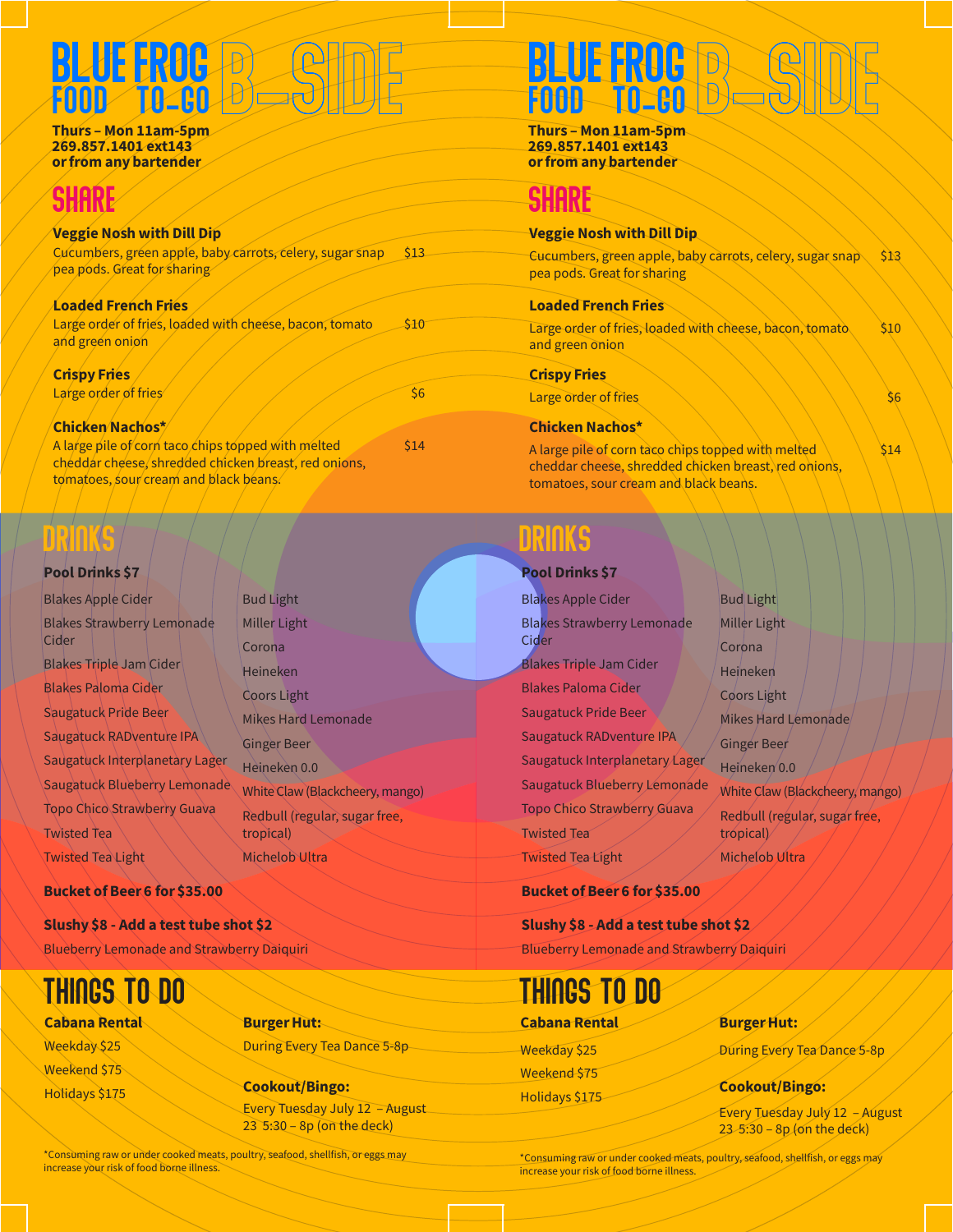# BLUE FROG FOOD TO-GO B-SIDE

**Thurs – Mon 11am-5pm**
**269.857.1401 ext143**
**or from any bartender**

## SHARE

**Veggie Nosh with Dill Dip**
Cucumbers, green apple, baby carrots, celery, sugar snap pea pods. Great for sharing — $13

**Loaded French Fries**
Large order of fries, loaded with cheese, bacon, tomato and green onion — $10

**Crispy Fries**
Large order of fries — $6

**Chicken Nachos***
A large pile of corn taco chips topped with melted cheddar cheese, shredded chicken breast, red onions, tomatoes, sour cream and black beans. — $14

## DRINKS

**Pool Drinks $7**

- Blakes Apple Cider
- Blakes Strawberry Lemonade Cider
- Blakes Triple Jam Cider
- Blakes Paloma Cider
- Saugatuck Pride Beer
- Saugatuck RADventure IPA
- Saugatuck Interplanetary Lager
- Saugatuck Blueberry Lemonade
- Topo Chico Strawberry Guava
- Twisted Tea
- Twisted Tea Light
- Bud Light
- Miller Light
- Corona
- Heineken
- Coors Light
- Mikes Hard Lemonade
- Ginger Beer
- Heineken 0.0
- White Claw (Blackcheery, mango)
- Redbull (regular, sugar free, tropical)
- Michelob Ultra

**Bucket of Beer 6 for $35.00**

**Slushy $8 - Add a test tube shot $2**
Blueberry Lemonade and Strawberry Daiquiri

## THINGS TO DO

**Cabana Rental**
Weekday $25
Weekend $75
Holidays $175

**Burger Hut:**
During Every Tea Dance 5-8p

**Cookout/Bingo:**
Every Tuesday July 12 – August 23 5:30 – 8p (on the deck)

*Consuming raw or under cooked meats, poultry, seafood, shellfish, or eggs may increase your risk of food borne illness.

# BLUE FROG FOOD TO-GO B-SIDE

**Thurs – Mon 11am-5pm**
**269.857.1401 ext143**
**or from any bartender**

## SHARE

**Veggie Nosh with Dill Dip**
Cucumbers, green apple, baby carrots, celery, sugar snap pea pods. Great for sharing — $13

**Loaded French Fries**
Large order of fries, loaded with cheese, bacon, tomato and green onion — $10

**Crispy Fries**
Large order of fries — $6

**Chicken Nachos***
A large pile of corn taco chips topped with melted cheddar cheese, shredded chicken breast, red onions, tomatoes, sour cream and black beans. — $14

## DRINKS

**Pool Drinks $7**

- Blakes Apple Cider
- Blakes Strawberry Lemonade Cider
- Blakes Triple Jam Cider
- Blakes Paloma Cider
- Saugatuck Pride Beer
- Saugatuck RADventure IPA
- Saugatuck Interplanetary Lager
- Saugatuck Blueberry Lemonade
- Topo Chico Strawberry Guava
- Twisted Tea
- Twisted Tea Light
- Bud Light
- Miller Light
- Corona
- Heineken
- Coors Light
- Mikes Hard Lemonade
- Ginger Beer
- Heineken 0.0
- White Claw (Blackcheery, mango)
- Redbull (regular, sugar free, tropical)
- Michelob Ultra

**Bucket of Beer 6 for $35.00**

**Slushy $8 - Add a test tube shot $2**
Blueberry Lemonade and Strawberry Daiquiri

## THINGS TO DO

**Cabana Rental**
Weekday $25
Weekend $75
Holidays $175

**Burger Hut:**
During Every Tea Dance 5-8p

**Cookout/Bingo:**
Every Tuesday July 12 – August 23 5:30 – 8p (on the deck)

*Consuming raw or under cooked meats, poultry, seafood, shellfish, or eggs may increase your risk of food borne illness.